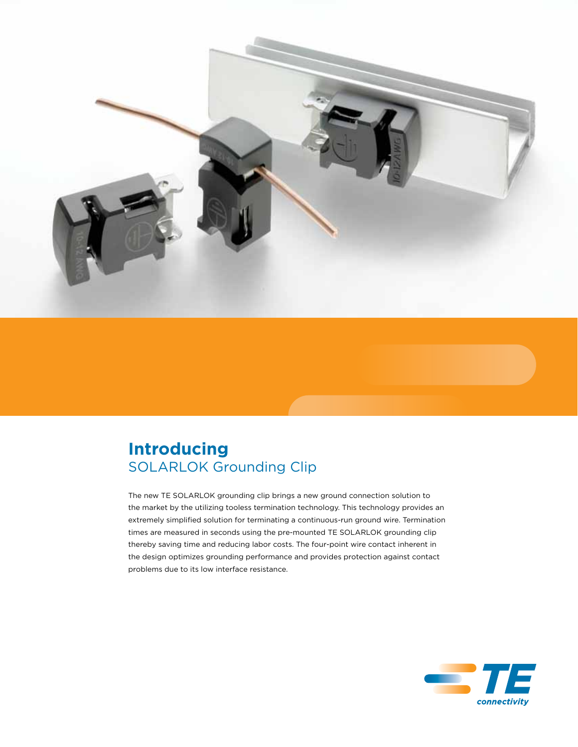# Introducing
## SOLARLOK Grounding Clip

The new TE SOLARLOK grounding clip brings a new ground connection solution to the market by the utilizing toolless termination technology. This technology provides an extremely simplified solution for terminating a continuous-run ground wire. Termination times are measured in seconds using the pre-mounted TE SOLARLOK grounding clip thereby saving time and reducing labor costs. The four-point wire contact inherent in the design optimizes grounding performance and provides protection against contact problems due to its low interface resistance.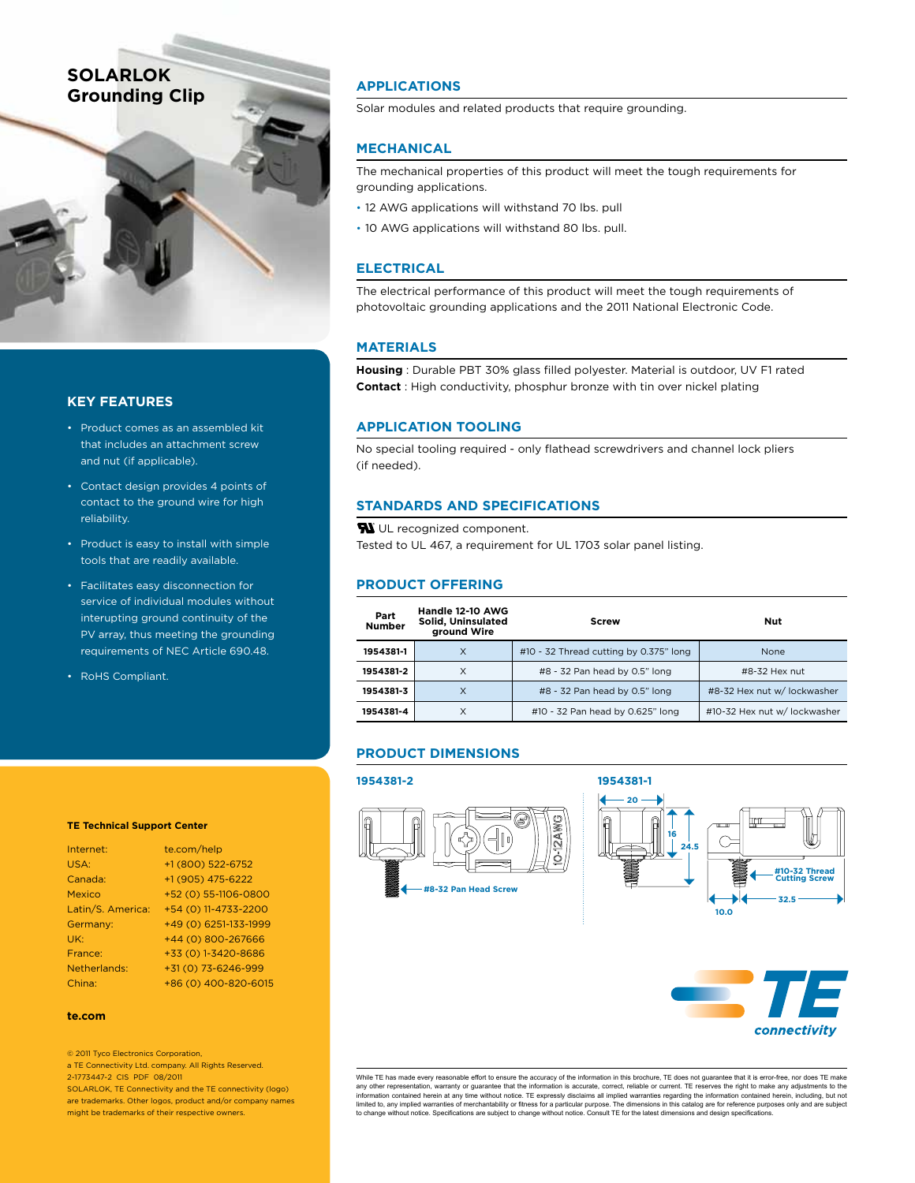# SOLARLOK Grounding Clip

## KEY FEATURES

- Product comes as an assembled kit that includes an attachment screw and nut (if applicable).
- Contact design provides 4 points of contact to the ground wire for high reliability.
- Product is easy to install with simple tools that are readily available.
- Facilitates easy disconnection for service of individual modules without interupting ground continuity of the PV array, thus meeting the grounding requirements of NEC Article 690.48.
- RoHS Compliant.

## APPLICATIONS

Solar modules and related products that require grounding.

## MECHANICAL

The mechanical properties of this product will meet the tough requirements for grounding applications.

- 12 AWG applications will withstand 70 lbs. pull
- 10 AWG applications will withstand 80 lbs. pull.

## ELECTRICAL

The electrical performance of this product will meet the tough requirements of photovoltaic grounding applications and the 2011 National Electronic Code.

## MATERIALS

**Housing** : Durable PBT 30% glass filled polyester. Material is outdoor, UV F1 rated
**Contact** : High conductivity, phosphur bronze with tin over nickel plating

## APPLICATION TOOLING

No special tooling required - only flathead screwdrivers and channel lock pliers (if needed).

## STANDARDS AND SPECIFICATIONS

UL recognized component.
Tested to UL 467, a requirement for UL 1703 solar panel listing.

## PRODUCT OFFERING

| Part Number | Handle 12-10 AWG Solid, Uninsulated ground Wire | Screw | Nut |
|---|---|---|---|
| 1954381-1 | X | #10 - 32 Thread cutting by 0.375" long | None |
| 1954381-2 | X | #8 - 32 Pan head by 0.5" long | #8-32 Hex nut |
| 1954381-3 | X | #8 - 32 Pan head by 0.5" long | #8-32 Hex nut w/ lockwasher |
| 1954381-4 | X | #10 - 32 Pan head by 0.625" long | #10-32 Hex nut w/ lockwasher |

## PRODUCT DIMENSIONS

**1954381-2**

10-12AWG
#8-32 Pan Head Screw

**1954381-1**

20
16
24.5
#10-32 Thread Cutting Screw
32.5
10.0

**TE Technical Support Center**

| | |
|---|---|
| Internet: | te.com/help |
| USA: | +1 (800) 522-6752 |
| Canada: | +1 (905) 475-6222 |
| Mexico | +52 (0) 55-1106-0800 |
| Latin/S. America: | +54 (0) 11-4733-2200 |
| Germany: | +49 (0) 6251-133-1999 |
| UK: | +44 (0) 800-267666 |
| France: | +33 (0) 1-3420-8686 |
| Netherlands: | +31 (0) 73-6246-999 |
| China: | +86 (0) 400-820-6015 |

**te.com**

© 2011 Tyco Electronics Corporation,
a TE Connectivity Ltd. company. All Rights Reserved.
2-1773447-2 CIS PDF 08/2011
SOLARLOK, TE Connectivity and the TE connectivity (logo) are trademarks. Other logos, product and/or company names might be trademarks of their respective owners.

TE connectivity

While TE has made every reasonable effort to ensure the accuracy of the information in this brochure, TE does not guarantee that it is error-free, nor does TE make any other representation, warranty or guarantee that the information is accurate, correct, reliable or current. TE reserves the right to make any adjustments to the information contained herein at any time without notice. TE expressly disclaims all implied warranties regarding the information contained herein, including, but not limited to, any implied warranties of merchantability or fitness for a particular purpose. The dimensions in this catalog are for reference purposes only and are subject to change without notice. Specifications are subject to change without notice. Consult TE for the latest dimensions and design specifications.